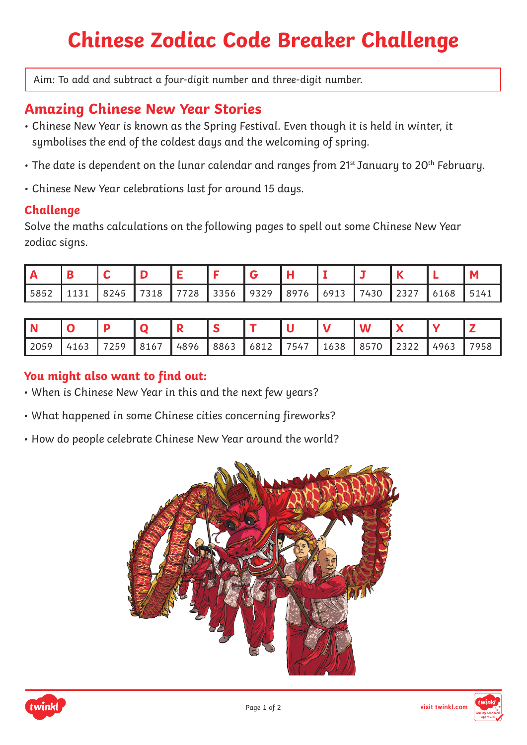# Chinese Zodiac Code Breaker Challenge

Aim: To add and subtract a four-digit number and three-digit number.

## Amazing Chinese New Year Stories

- Chinese New Year is known as the Spring Festival. Even though it is held in winter, it symbolises the end of the coldest days and the welcoming of spring.
- The date is dependent on the lunar calendar and ranges from 21st January to 20th February.
- Chinese New Year celebrations last for around 15 days.

### Challenge

Solve the maths calculations on the following pages to spell out some Chinese New Year zodiac signs.

| A | B | C | D | E | F | G | H | I | J | K | L | M |
|---|---|---|---|---|---|---|---|---|---|---|---|---|
| 5852 | 1131 | 8245 | 7318 | 7728 | 3356 | 9329 | 8976 | 6913 | 7430 | 2327 | 6168 | 5141 |

| N | O | P | Q | R | S | T | U | V | W | X | Y | Z |
|---|---|---|---|---|---|---|---|---|---|---|---|---|
| 2059 | 4163 | 7259 | 8167 | 4896 | 8863 | 6812 | 7547 | 1638 | 8570 | 2322 | 4963 | 7958 |

### You might also want to find out:

- When is Chinese New Year in this and the next few years?
- What happened in some Chinese cities concerning fireworks?
- How do people celebrate Chinese New Year around the world?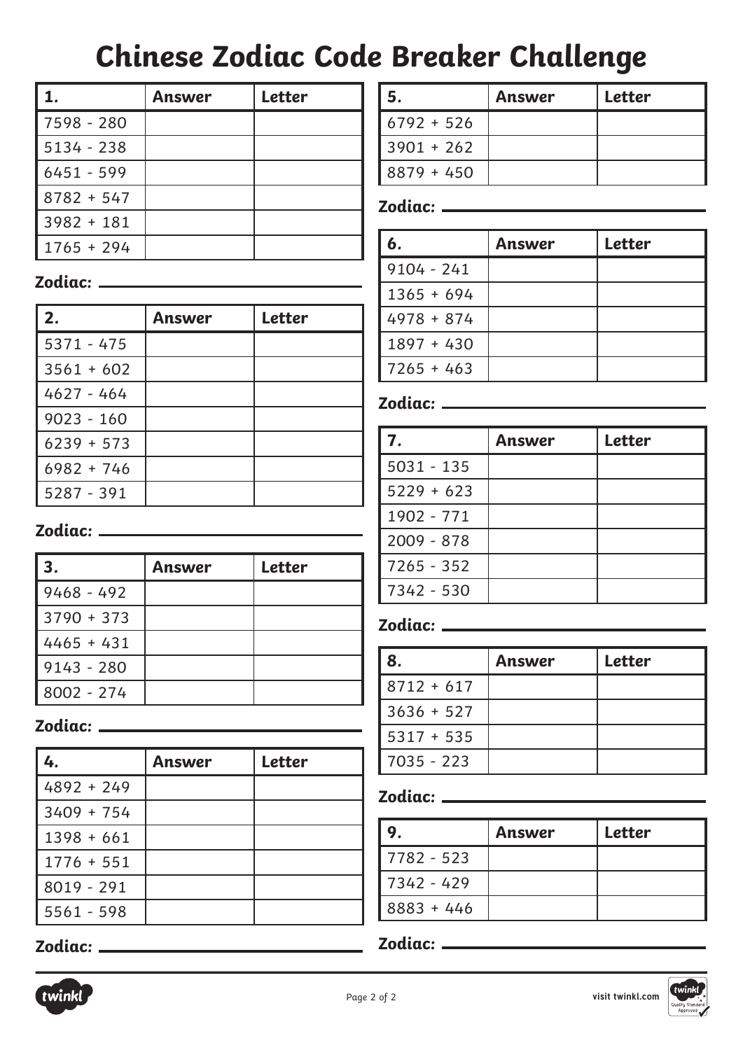# Chinese Zodiac Code Breaker Challenge

| 1. | Answer | Letter |
|---|---|---|
| 7598 - 280 | | |
| 5134 - 238 | | |
| 6451 - 599 | | |
| 8782 + 547 | | |
| 3982 + 181 | | |
| 1765 + 294 | | |

**Zodiac:** \_\_\_\_\_\_\_\_\_\_\_\_\_\_\_\_\_\_\_\_

| 2. | Answer | Letter |
|---|---|---|
| 5371 - 475 | | |
| 3561 + 602 | | |
| 4627 - 464 | | |
| 9023 - 160 | | |
| 6239 + 573 | | |
| 6982 + 746 | | |
| 5287 - 391 | | |

**Zodiac:** \_\_\_\_\_\_\_\_\_\_\_\_\_\_\_\_\_\_\_\_

| 3. | Answer | Letter |
|---|---|---|
| 9468 - 492 | | |
| 3790 + 373 | | |
| 4465 + 431 | | |
| 9143 - 280 | | |
| 8002 - 274 | | |

**Zodiac:** \_\_\_\_\_\_\_\_\_\_\_\_\_\_\_\_\_\_\_\_

| 4. | Answer | Letter |
|---|---|---|
| 4892 + 249 | | |
| 3409 + 754 | | |
| 1398 + 661 | | |
| 1776 + 551 | | |
| 8019 - 291 | | |
| 5561 - 598 | | |

**Zodiac:** \_\_\_\_\_\_\_\_\_\_\_\_\_\_\_\_\_\_\_\_

| 5. | Answer | Letter |
|---|---|---|
| 6792 + 526 | | |
| 3901 + 262 | | |
| 8879 + 450 | | |

**Zodiac:** \_\_\_\_\_\_\_\_\_\_\_\_\_\_\_\_\_\_\_\_

| 6. | Answer | Letter |
|---|---|---|
| 9104 - 241 | | |
| 1365 + 694 | | |
| 4978 + 874 | | |
| 1897 + 430 | | |
| 7265 + 463 | | |

**Zodiac:** \_\_\_\_\_\_\_\_\_\_\_\_\_\_\_\_\_\_\_\_

| 7. | Answer | Letter |
|---|---|---|
| 5031 - 135 | | |
| 5229 + 623 | | |
| 1902 - 771 | | |
| 2009 - 878 | | |
| 7265 - 352 | | |
| 7342 - 530 | | |

**Zodiac:** \_\_\_\_\_\_\_\_\_\_\_\_\_\_\_\_\_\_\_\_

| 8. | Answer | Letter |
|---|---|---|
| 8712 + 617 | | |
| 3636 + 527 | | |
| 5317 + 535 | | |
| 7035 - 223 | | |

**Zodiac:** \_\_\_\_\_\_\_\_\_\_\_\_\_\_\_\_\_\_\_\_

| 9. | Answer | Letter |
|---|---|---|
| 7782 - 523 | | |
| 7342 - 429 | | |
| 8883 + 446 | | |

**Zodiac:** \_\_\_\_\_\_\_\_\_\_\_\_\_\_\_\_\_\_\_\_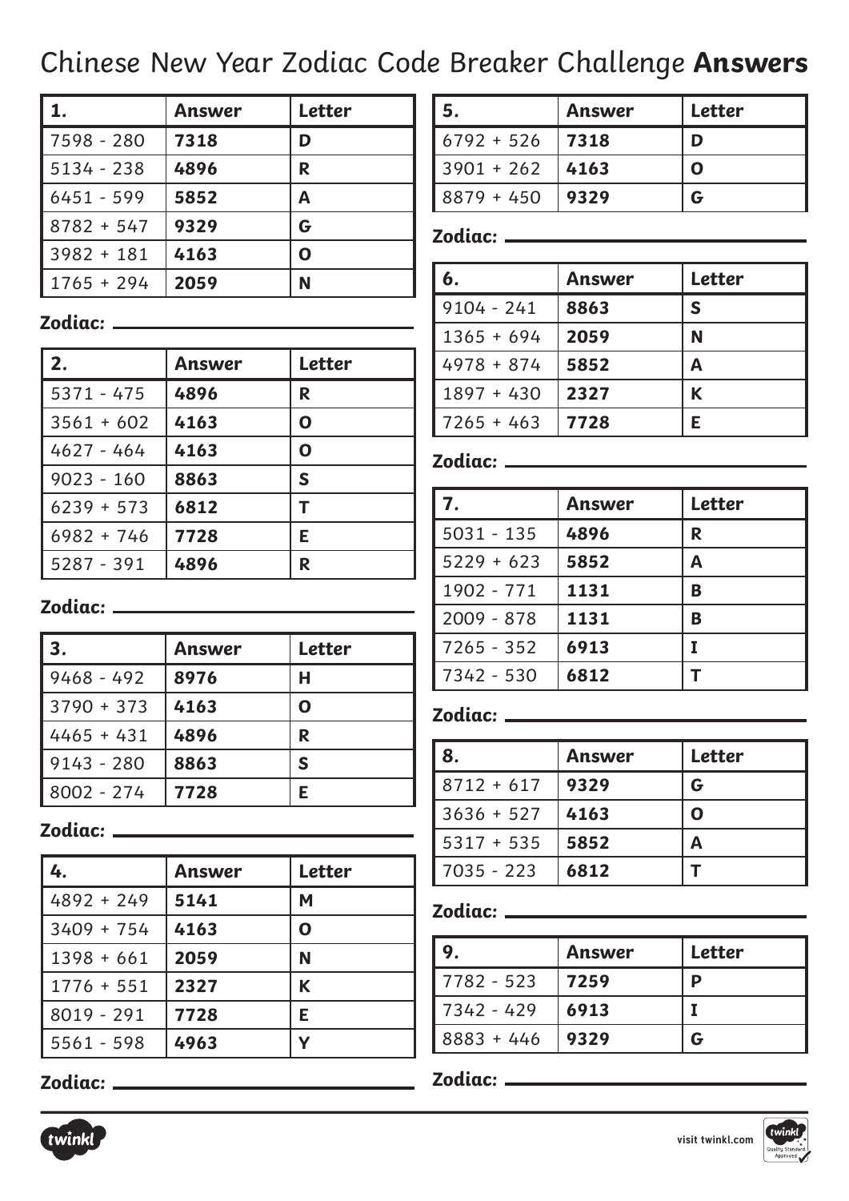# Chinese New Year Zodiac Code Breaker Challenge **Answers**

| 1. | Answer | Letter |
|---|---|---|
| 7598 - 280 | **7318** | **D** |
| 5134 - 238 | **4896** | **R** |
| 6451 - 599 | **5852** | **A** |
| 8782 + 547 | **9329** | **G** |
| 3982 + 181 | **4163** | **O** |
| 1765 + 294 | **2059** | **N** |

**Zodiac:** ______________________

| 2. | Answer | Letter |
|---|---|---|
| 5371 - 475 | **4896** | **R** |
| 3561 + 602 | **4163** | **O** |
| 4627 - 464 | **4163** | **O** |
| 9023 - 160 | **8863** | **S** |
| 6239 + 573 | **6812** | **T** |
| 6982 + 746 | **7728** | **E** |
| 5287 - 391 | **4896** | **R** |

**Zodiac:** ______________________

| 3. | Answer | Letter |
|---|---|---|
| 9468 - 492 | **8976** | **H** |
| 3790 + 373 | **4163** | **O** |
| 4465 + 431 | **4896** | **R** |
| 9143 - 280 | **8863** | **S** |
| 8002 - 274 | **7728** | **E** |

**Zodiac:** ______________________

| 4. | Answer | Letter |
|---|---|---|
| 4892 + 249 | **5141** | **M** |
| 3409 + 754 | **4163** | **O** |
| 1398 + 661 | **2059** | **N** |
| 1776 + 551 | **2327** | **K** |
| 8019 - 291 | **7728** | **E** |
| 5561 - 598 | **4963** | **Y** |

**Zodiac:** ______________________

| 5. | Answer | Letter |
|---|---|---|
| 6792 + 526 | **7318** | **D** |
| 3901 + 262 | **4163** | **O** |
| 8879 + 450 | **9329** | **G** |

**Zodiac:** ______________________

| 6. | Answer | Letter |
|---|---|---|
| 9104 - 241 | **8863** | **S** |
| 1365 + 694 | **2059** | **N** |
| 4978 + 874 | **5852** | **A** |
| 1897 + 430 | **2327** | **K** |
| 7265 + 463 | **7728** | **E** |

**Zodiac:** ______________________

| 7. | Answer | Letter |
|---|---|---|
| 5031 - 135 | **4896** | **R** |
| 5229 + 623 | **5852** | **A** |
| 1902 - 771 | **1131** | **B** |
| 2009 - 878 | **1131** | **B** |
| 7265 - 352 | **6913** | **I** |
| 7342 - 530 | **6812** | **T** |

**Zodiac:** ______________________

| 8. | Answer | Letter |
|---|---|---|
| 8712 + 617 | **9329** | **G** |
| 3636 + 527 | **4163** | **O** |
| 5317 + 535 | **5852** | **A** |
| 7035 - 223 | **6812** | **T** |

**Zodiac:** ______________________

| 9. | Answer | Letter |
|---|---|---|
| 7782 - 523 | **7259** | **P** |
| 7342 - 429 | **6913** | **I** |
| 8883 + 446 | **9329** | **G** |

**Zodiac:** ______________________